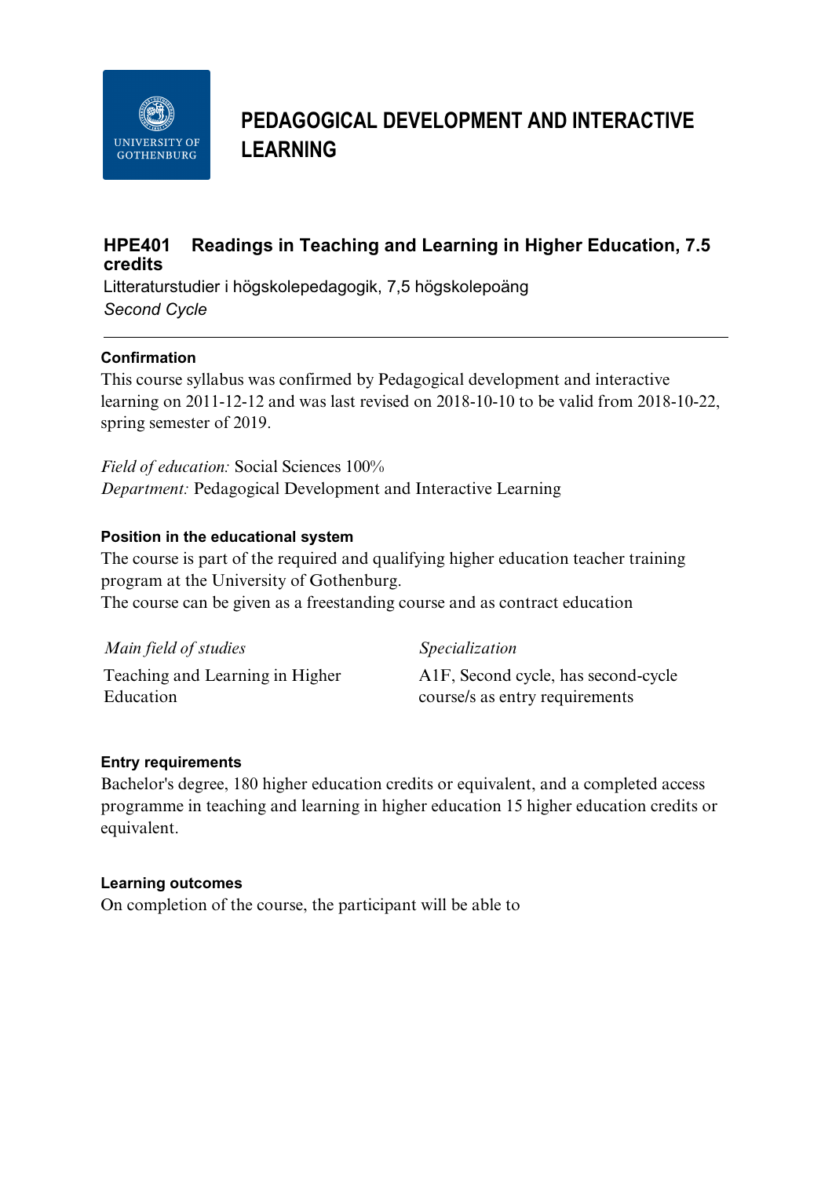# PEDAGOGICAL DEVELOPMENT AND INTERACTIVE LEARNING

## HPE401 Readings in Teaching and Learning in Higher Education, 7.5 credits

Litteraturstudier i högskolepedagogik, 7,5 högskolepoäng

*Second Cycle*

### Confirmation

This course syllabus was confirmed by Pedagogical development and interactive learning on 2011-12-12 and was last revised on 2018-10-10 to be valid from 2018-10-22, spring semester of 2019.

*Field of education:* Social Sciences 100%

*Department:* Pedagogical Development and Interactive Learning

### Position in the educational system

The course is part of the required and qualifying higher education teacher training program at the University of Gothenburg.

The course can be given as a freestanding course and as contract education

| *Main field of studies* | *Specialization* |
|---|---|
| Teaching and Learning in Higher Education | A1F, Second cycle, has second-cycle course/s as entry requirements |

### Entry requirements

Bachelor's degree, 180 higher education credits or equivalent, and a completed access programme in teaching and learning in higher education 15 higher education credits or equivalent.

### Learning outcomes

On completion of the course, the participant will be able to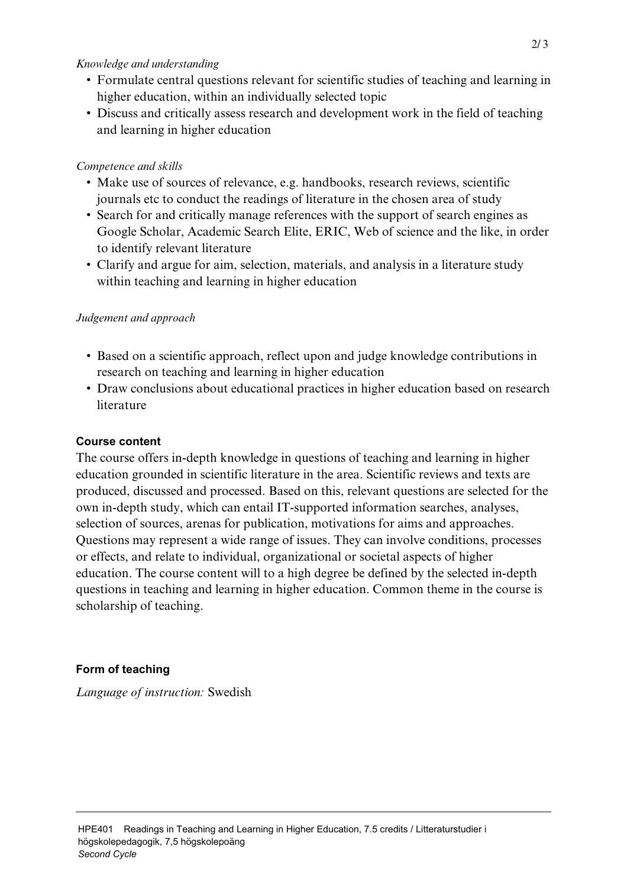*Knowledge and understanding*

- Formulate central questions relevant for scientific studies of teaching and learning in higher education, within an individually selected topic
- Discuss and critically assess research and development work in the field of teaching and learning in higher education

*Competence and skills*

- Make use of sources of relevance, e.g. handbooks, research reviews, scientific journals etc to conduct the readings of literature in the chosen area of study
- Search for and critically manage references with the support of search engines as Google Scholar, Academic Search Elite, ERIC, Web of science and the like, in order to identify relevant literature
- Clarify and argue for aim, selection, materials, and analysis in a literature study within teaching and learning in higher education

*Judgement and approach*

- Based on a scientific approach, reflect upon and judge knowledge contributions in research on teaching and learning in higher education
- Draw conclusions about educational practices in higher education based on research literature

## Course content

The course offers in-depth knowledge in questions of teaching and learning in higher education grounded in scientific literature in the area. Scientific reviews and texts are produced, discussed and processed. Based on this, relevant questions are selected for the own in-depth study, which can entail IT-supported information searches, analyses, selection of sources, arenas for publication, motivations for aims and approaches. Questions may represent a wide range of issues. They can involve conditions, processes or effects, and relate to individual, organizational or societal aspects of higher education. The course content will to a high degree be defined by the selected in-depth questions in teaching and learning in higher education. Common theme in the course is scholarship of teaching.

## Form of teaching

*Language of instruction:* Swedish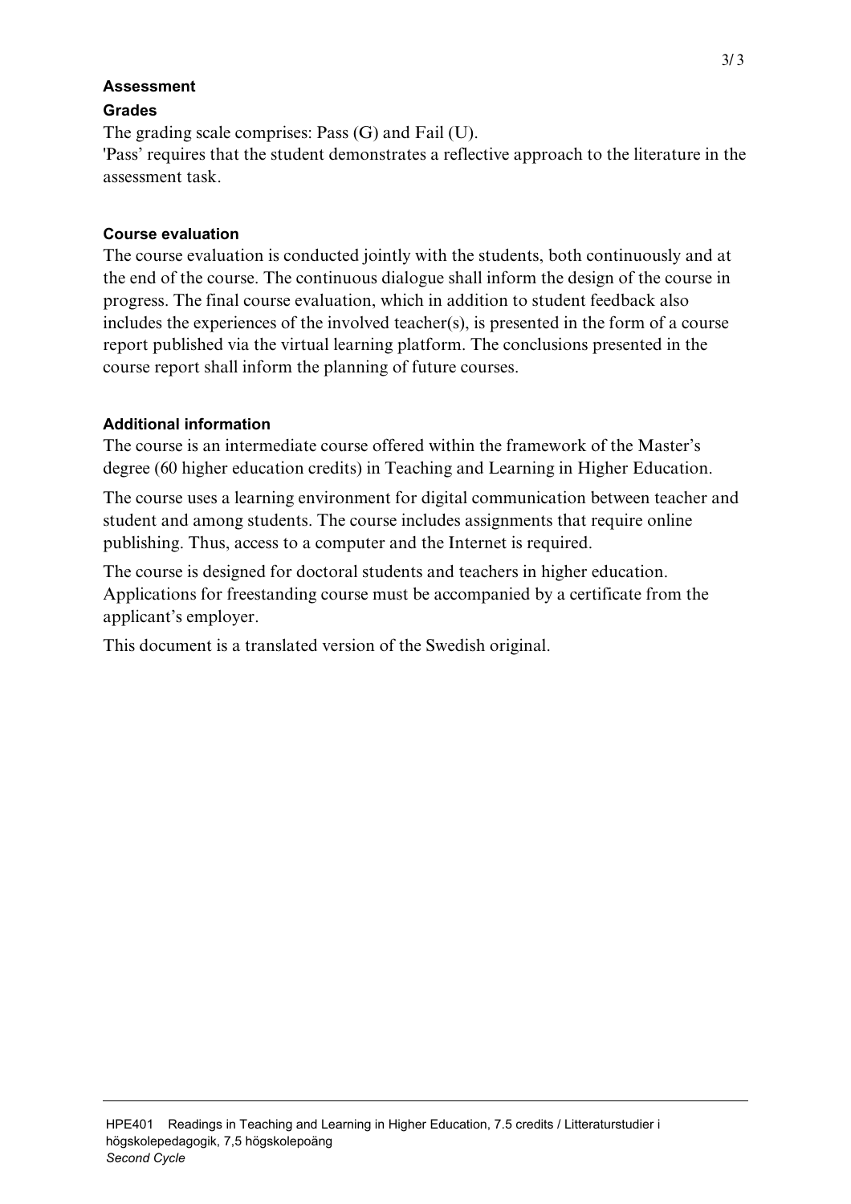## Assessment

### Grades

The grading scale comprises: Pass (G) and Fail (U).

'Pass' requires that the student demonstrates a reflective approach to the literature in the assessment task.

### Course evaluation

The course evaluation is conducted jointly with the students, both continuously and at the end of the course. The continuous dialogue shall inform the design of the course in progress. The final course evaluation, which in addition to student feedback also includes the experiences of the involved teacher(s), is presented in the form of a course report published via the virtual learning platform. The conclusions presented in the course report shall inform the planning of future courses.

### Additional information

The course is an intermediate course offered within the framework of the Master's degree (60 higher education credits) in Teaching and Learning in Higher Education.

The course uses a learning environment for digital communication between teacher and student and among students. The course includes assignments that require online publishing. Thus, access to a computer and the Internet is required.

The course is designed for doctoral students and teachers in higher education. Applications for freestanding course must be accompanied by a certificate from the applicant's employer.

This document is a translated version of the Swedish original.